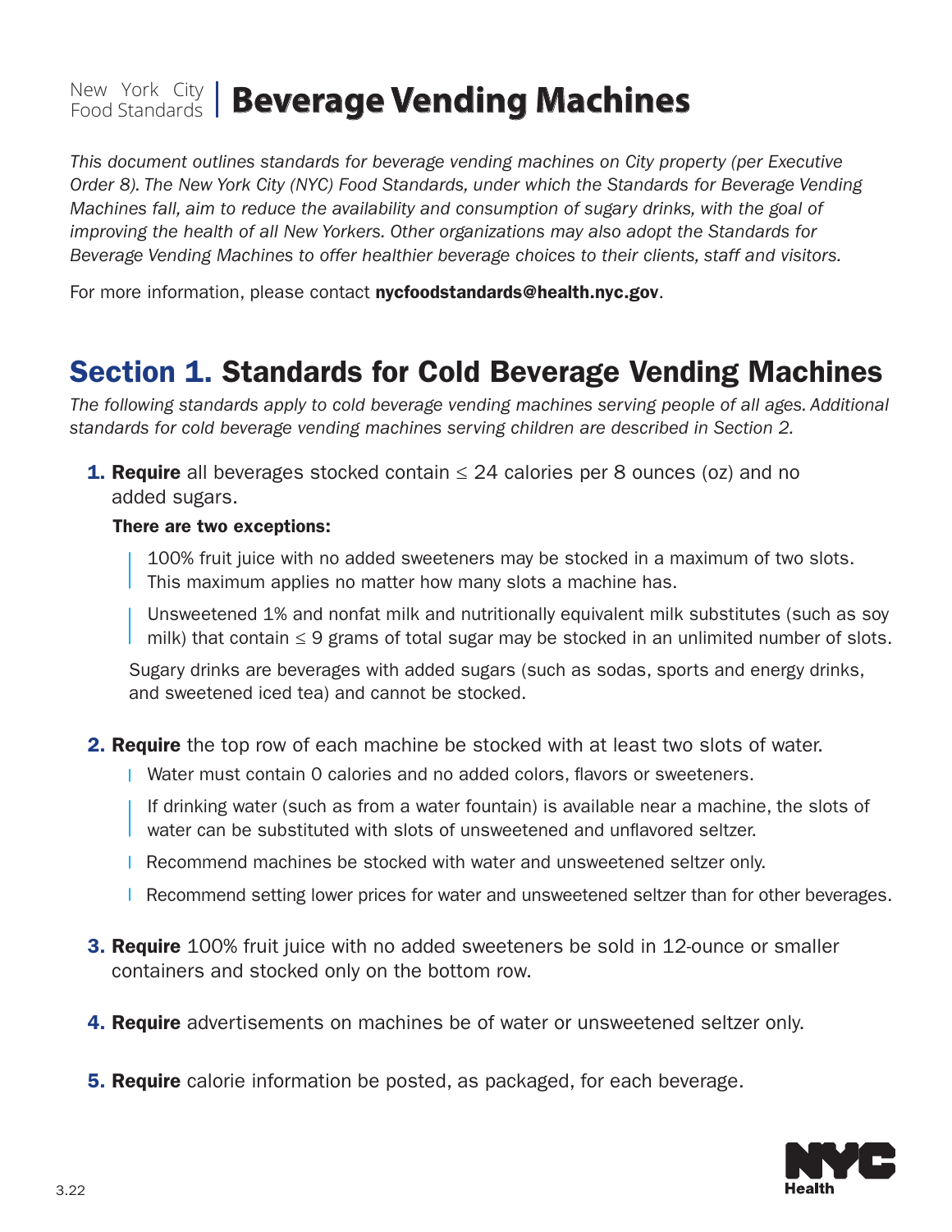New York City Food Standards | # Beverage Vending Machines

*This document outlines standards for beverage vending machines on City property (per Executive Order 8). The New York City (NYC) Food Standards, under which the Standards for Beverage Vending Machines fall, aim to reduce the availability and consumption of sugary drinks, with the goal of improving the health of all New Yorkers. Other organizations may also adopt the Standards for Beverage Vending Machines to offer healthier beverage choices to their clients, staff and visitors.*

For more information, please contact **nycfoodstandards@health.nyc.gov**.

## Section 1. Standards for Cold Beverage Vending Machines

*The following standards apply to cold beverage vending machines serving people of all ages. Additional standards for cold beverage vending machines serving children are described in Section 2.*

1. **Require** all beverages stocked contain ≤ 24 calories per 8 ounces (oz) and no added sugars.

   **There are two exceptions:**

   - 100% fruit juice with no added sweeteners may be stocked in a maximum of two slots. This maximum applies no matter how many slots a machine has.
   - Unsweetened 1% and nonfat milk and nutritionally equivalent milk substitutes (such as soy milk) that contain ≤ 9 grams of total sugar may be stocked in an unlimited number of slots.

   Sugary drinks are beverages with added sugars (such as sodas, sports and energy drinks, and sweetened iced tea) and cannot be stocked.

2. **Require** the top row of each machine be stocked with at least two slots of water.
   - Water must contain 0 calories and no added colors, flavors or sweeteners.
   - If drinking water (such as from a water fountain) is available near a machine, the slots of water can be substituted with slots of unsweetened and unflavored seltzer.
   - Recommend machines be stocked with water and unsweetened seltzer only.
   - Recommend setting lower prices for water and unsweetened seltzer than for other beverages.

3. **Require** 100% fruit juice with no added sweeteners be sold in 12-ounce or smaller containers and stocked only on the bottom row.

4. **Require** advertisements on machines be of water or unsweetened seltzer only.

5. **Require** calorie information be posted, as packaged, for each beverage.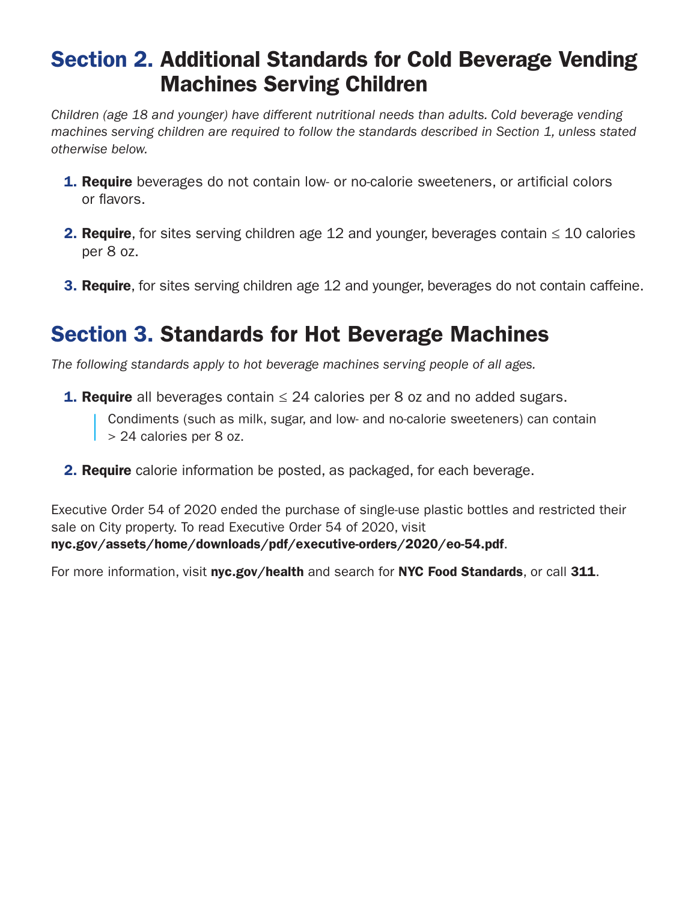## Section 2. Additional Standards for Cold Beverage Vending Machines Serving Children

*Children (age 18 and younger) have different nutritional needs than adults. Cold beverage vending machines serving children are required to follow the standards described in Section 1, unless stated otherwise below.*

1. **Require** beverages do not contain low- or no-calorie sweeteners, or artificial colors or flavors.

2. **Require**, for sites serving children age 12 and younger, beverages contain ≤ 10 calories per 8 oz.

3. **Require**, for sites serving children age 12 and younger, beverages do not contain caffeine.

## Section 3. Standards for Hot Beverage Machines

*The following standards apply to hot beverage machines serving people of all ages.*

1. **Require** all beverages contain ≤ 24 calories per 8 oz and no added sugars.

   > Condiments (such as milk, sugar, and low- and no-calorie sweeteners) can contain > 24 calories per 8 oz.

2. **Require** calorie information be posted, as packaged, for each beverage.

Executive Order 54 of 2020 ended the purchase of single-use plastic bottles and restricted their sale on City property. To read Executive Order 54 of 2020, visit **nyc.gov/assets/home/downloads/pdf/executive-orders/2020/eo-54.pdf**.

For more information, visit **nyc.gov/health** and search for **NYC Food Standards**, or call **311**.